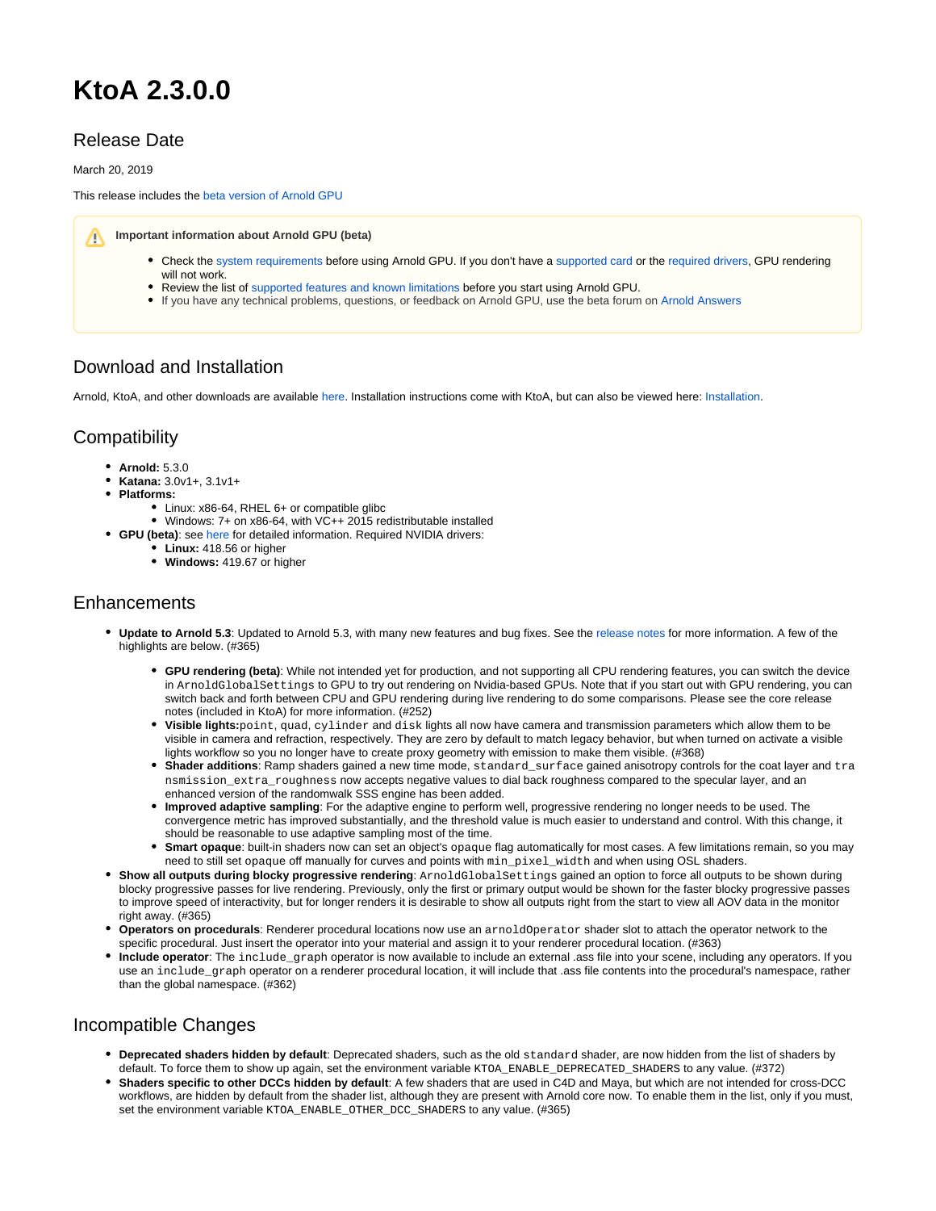# KtoA 2.3.0.0

## Release Date

March 20, 2019

This release includes the beta version of Arnold GPU

> **Important information about Arnold GPU (beta)**
>
> - Check the system requirements before using Arnold GPU. If you don't have a supported card or the required drivers, GPU rendering will not work.
> - Review the list of supported features and known limitations before you start using Arnold GPU.
> - If you have any technical problems, questions, or feedback on Arnold GPU, use the beta forum on Arnold Answers

## Download and Installation

Arnold, KtoA, and other downloads are available here. Installation instructions come with KtoA, but can also be viewed here: Installation.

## Compatibility

- **Arnold:** 5.3.0
- **Katana:** 3.0v1+, 3.1v1+
- **Platforms:**
  - Linux: x86-64, RHEL 6+ or compatible glibc
  - Windows: 7+ on x86-64, with VC++ 2015 redistributable installed
- **GPU (beta)**: see here for detailed information. Required NVIDIA drivers:
  - **Linux:** 418.56 or higher
  - **Windows:** 419.67 or higher

## Enhancements

- **Update to Arnold 5.3**: Updated to Arnold 5.3, with many new features and bug fixes. See the release notes for more information. A few of the highlights are below. (#365)
  - **GPU rendering (beta)**: While not intended yet for production, and not supporting all CPU rendering features, you can switch the device in `ArnoldGlobalSettings` to GPU to try out rendering on Nvidia-based GPUs. Note that if you start out with GPU rendering, you can switch back and forth between CPU and GPU rendering during live rendering to do some comparisons. Please see the core release notes (included in KtoA) for more information. (#252)
  - **Visible lights:**`point`, `quad`, `cylinder` and `disk` lights all now have camera and transmission parameters which allow them to be visible in camera and refraction, respectively. They are zero by default to match legacy behavior, but when turned on activate a visible lights workflow so you no longer have to create proxy geometry with emission to make them visible. (#368)
  - **Shader additions**: Ramp shaders gained a new time mode, `standard_surface` gained anisotropy controls for the coat layer and `transmission_extra_roughness` now accepts negative values to dial back roughness compared to the specular layer, and an enhanced version of the randomwalk SSS engine has been added.
  - **Improved adaptive sampling**: For the adaptive engine to perform well, progressive rendering no longer needs to be used. The convergence metric has improved substantially, and the threshold value is much easier to understand and control. With this change, it should be reasonable to use adaptive sampling most of the time.
  - **Smart opaque**: built-in shaders now can set an object's `opaque` flag automatically for most cases. A few limitations remain, so you may need to still set `opaque` off manually for curves and points with `min_pixel_width` and when using OSL shaders.
- **Show all outputs during blocky progressive rendering**: `ArnoldGlobalSettings` gained an option to force all outputs to be shown during blocky progressive passes for live rendering. Previously, only the first or primary output would be shown for the faster blocky progressive passes to improve speed of interactivity, but for longer renders it is desirable to show all outputs right from the start to view all AOV data in the monitor right away. (#365)
- **Operators on procedurals**: Renderer procedural locations now use an `arnoldOperator` shader slot to attach the operator network to the specific procedural. Just insert the operator into your material and assign it to your renderer procedural location. (#363)
- **Include operator**: The `include_graph` operator is now available to include an external .ass file into your scene, including any operators. If you use an `include_graph` operator on a renderer procedural location, it will include that .ass file contents into the procedural's namespace, rather than the global namespace. (#362)

## Incompatible Changes

- **Deprecated shaders hidden by default**: Deprecated shaders, such as the old `standard` shader, are now hidden from the list of shaders by default. To force them to show up again, set the environment variable `KTOA_ENABLE_DEPRECATED_SHADERS` to any value. (#372)
- **Shaders specific to other DCCs hidden by default**: A few shaders that are used in C4D and Maya, but which are not intended for cross-DCC workflows, are hidden by default from the shader list, although they are present with Arnold core now. To enable them in the list, only if you must, set the environment variable `KTOA_ENABLE_OTHER_DCC_SHADERS` to any value. (#365)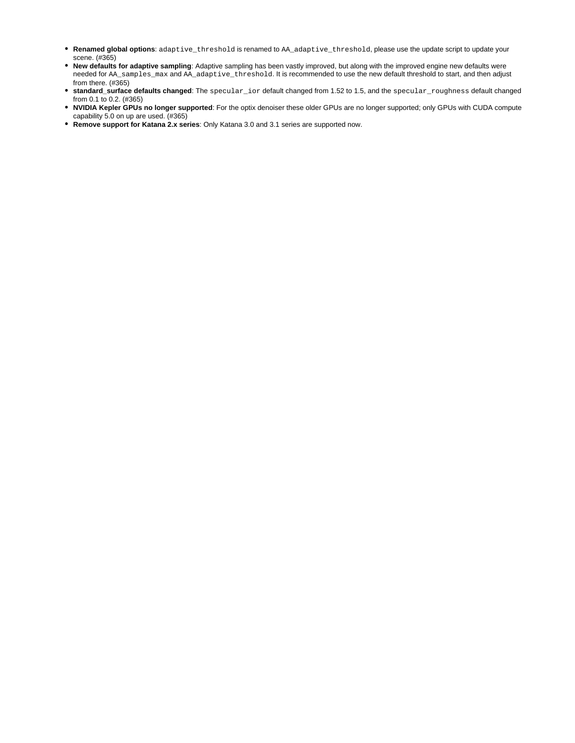- **Renamed global options**: `adaptive_threshold` is renamed to `AA_adaptive_threshold`, please use the update script to update your scene. (#365)
- **New defaults for adaptive sampling**: Adaptive sampling has been vastly improved, but along with the improved engine new defaults were needed for `AA_samples_max` and `AA_adaptive_threshold`. It is recommended to use the new default threshold to start, and then adjust from there. (#365)
- **standard_surface defaults changed**: The `specular_ior` default changed from 1.52 to 1.5, and the `specular_roughness` default changed from 0.1 to 0.2. (#365)
- **NVIDIA Kepler GPUs no longer supported**: For the optix denoiser these older GPUs are no longer supported; only GPUs with CUDA compute capability 5.0 on up are used. (#365)
- **Remove support for Katana 2.x series**: Only Katana 3.0 and 3.1 series are supported now.